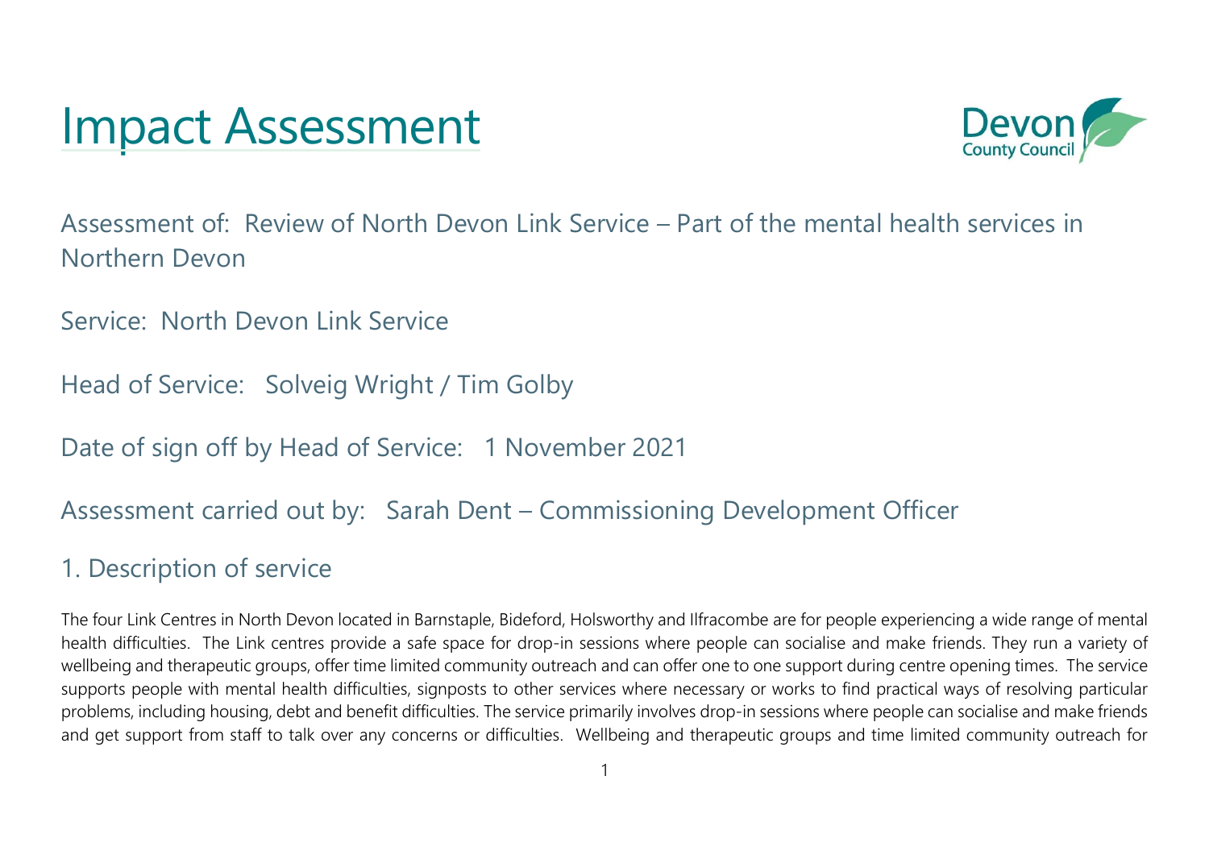# Impact Assessment

Assessment of: Review of North Devon Link Service – Part of the mental health services in Northern Devon

Service: North Devon Link Service

Head of Service: Solveig Wright / Tim Golby

Date of sign off by Head of Service: 1 November 2021

Assessment carried out by: Sarah Dent – Commissioning Development Officer

## 1. Description of service

The four Link Centres in North Devon located in Barnstaple, Bideford, Holsworthy and Ilfracombe are for people experiencing a wide range of mental health difficulties. The Link centres provide a safe space for drop-in sessions where people can socialise and make friends. They run a variety of wellbeing and therapeutic groups, offer time limited community outreach and can offer one to one support during centre opening times. The service supports people with mental health difficulties, signposts to other services where necessary or works to find practical ways of resolving particular problems, including housing, debt and benefit difficulties. The service primarily involves drop-in sessions where people can socialise and make friends and get support from staff to talk over any concerns or difficulties. Wellbeing and therapeutic groups and time limited community outreach for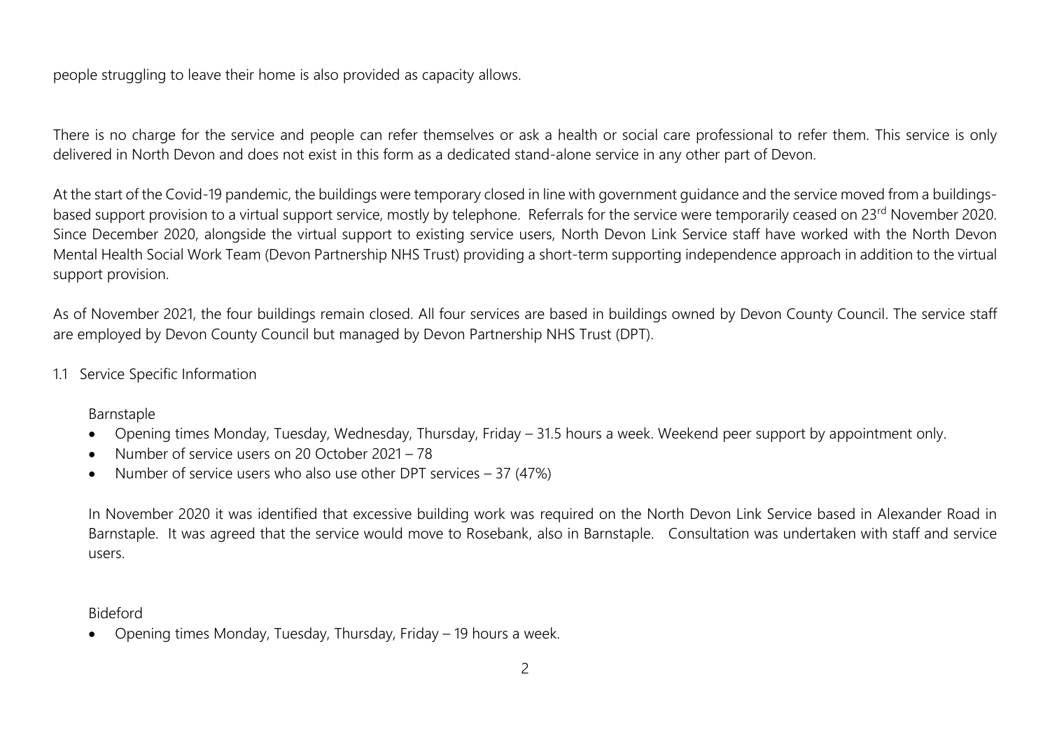people struggling to leave their home is also provided as capacity allows.

There is no charge for the service and people can refer themselves or ask a health or social care professional to refer them. This service is only delivered in North Devon and does not exist in this form as a dedicated stand-alone service in any other part of Devon.

At the start of the Covid-19 pandemic, the buildings were temporary closed in line with government guidance and the service moved from a buildings-based support provision to a virtual support service, mostly by telephone. Referrals for the service were temporarily ceased on 23rd November 2020. Since December 2020, alongside the virtual support to existing service users, North Devon Link Service staff have worked with the North Devon Mental Health Social Work Team (Devon Partnership NHS Trust) providing a short-term supporting independence approach in addition to the virtual support provision.

As of November 2021, the four buildings remain closed. All four services are based in buildings owned by Devon County Council. The service staff are employed by Devon County Council but managed by Devon Partnership NHS Trust (DPT).

## 1.1 Service Specific Information

Barnstaple

- Opening times Monday, Tuesday, Wednesday, Thursday, Friday – 31.5 hours a week. Weekend peer support by appointment only.
- Number of service users on 20 October 2021 – 78
- Number of service users who also use other DPT services – 37 (47%)

In November 2020 it was identified that excessive building work was required on the North Devon Link Service based in Alexander Road in Barnstaple. It was agreed that the service would move to Rosebank, also in Barnstaple. Consultation was undertaken with staff and service users.

Bideford

- Opening times Monday, Tuesday, Thursday, Friday – 19 hours a week.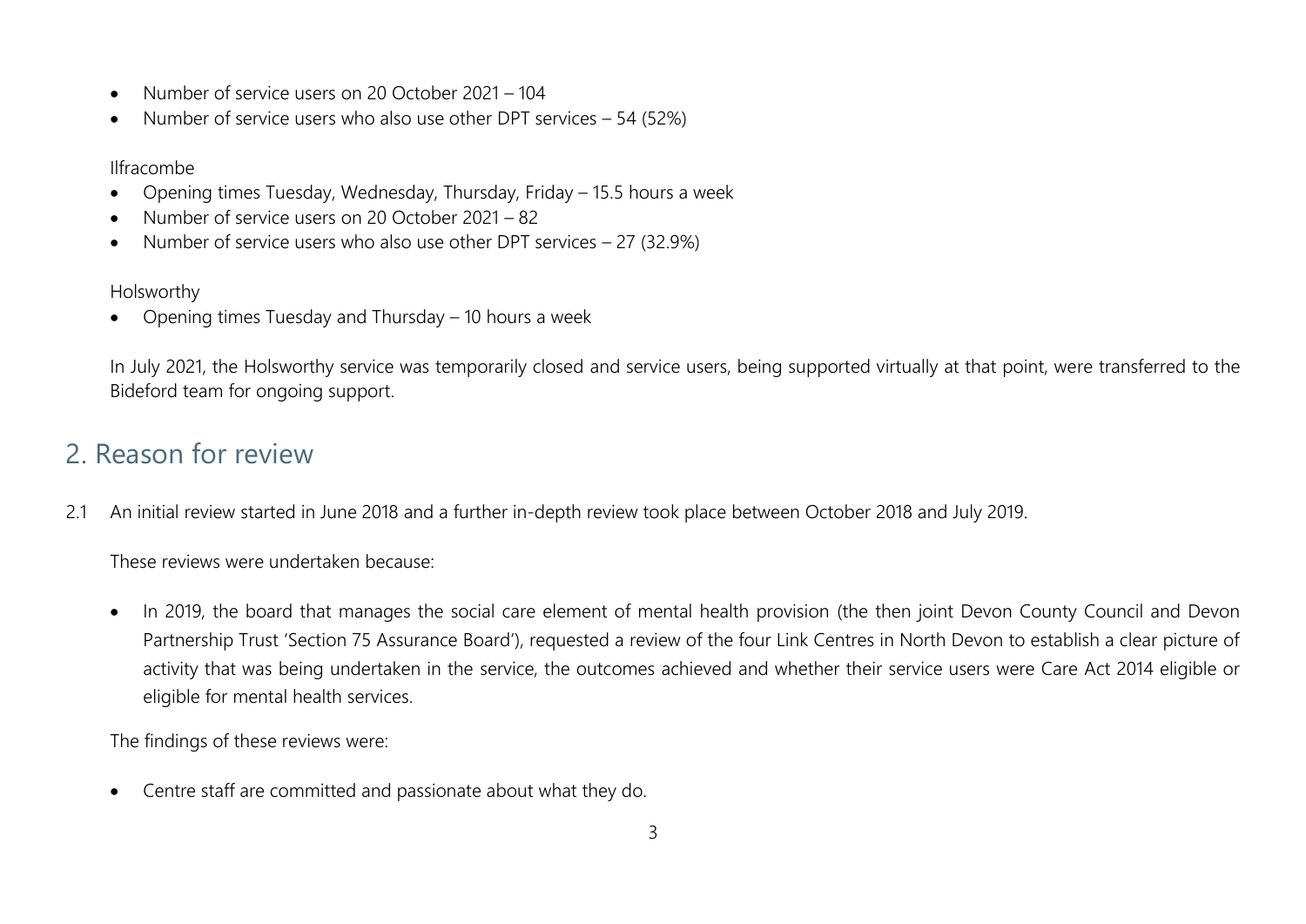- Number of service users on 20 October 2021 – 104
- Number of service users who also use other DPT services – 54 (52%)

Ilfracombe

- Opening times Tuesday, Wednesday, Thursday, Friday – 15.5 hours a week
- Number of service users on 20 October 2021 – 82
- Number of service users who also use other DPT services – 27 (32.9%)

Holsworthy

- Opening times Tuesday and Thursday – 10 hours a week

In July 2021, the Holsworthy service was temporarily closed and service users, being supported virtually at that point, were transferred to the Bideford team for ongoing support.

## 2. Reason for review

2.1 An initial review started in June 2018 and a further in-depth review took place between October 2018 and July 2019.

These reviews were undertaken because:

- In 2019, the board that manages the social care element of mental health provision (the then joint Devon County Council and Devon Partnership Trust 'Section 75 Assurance Board'), requested a review of the four Link Centres in North Devon to establish a clear picture of activity that was being undertaken in the service, the outcomes achieved and whether their service users were Care Act 2014 eligible or eligible for mental health services.

The findings of these reviews were:

- Centre staff are committed and passionate about what they do.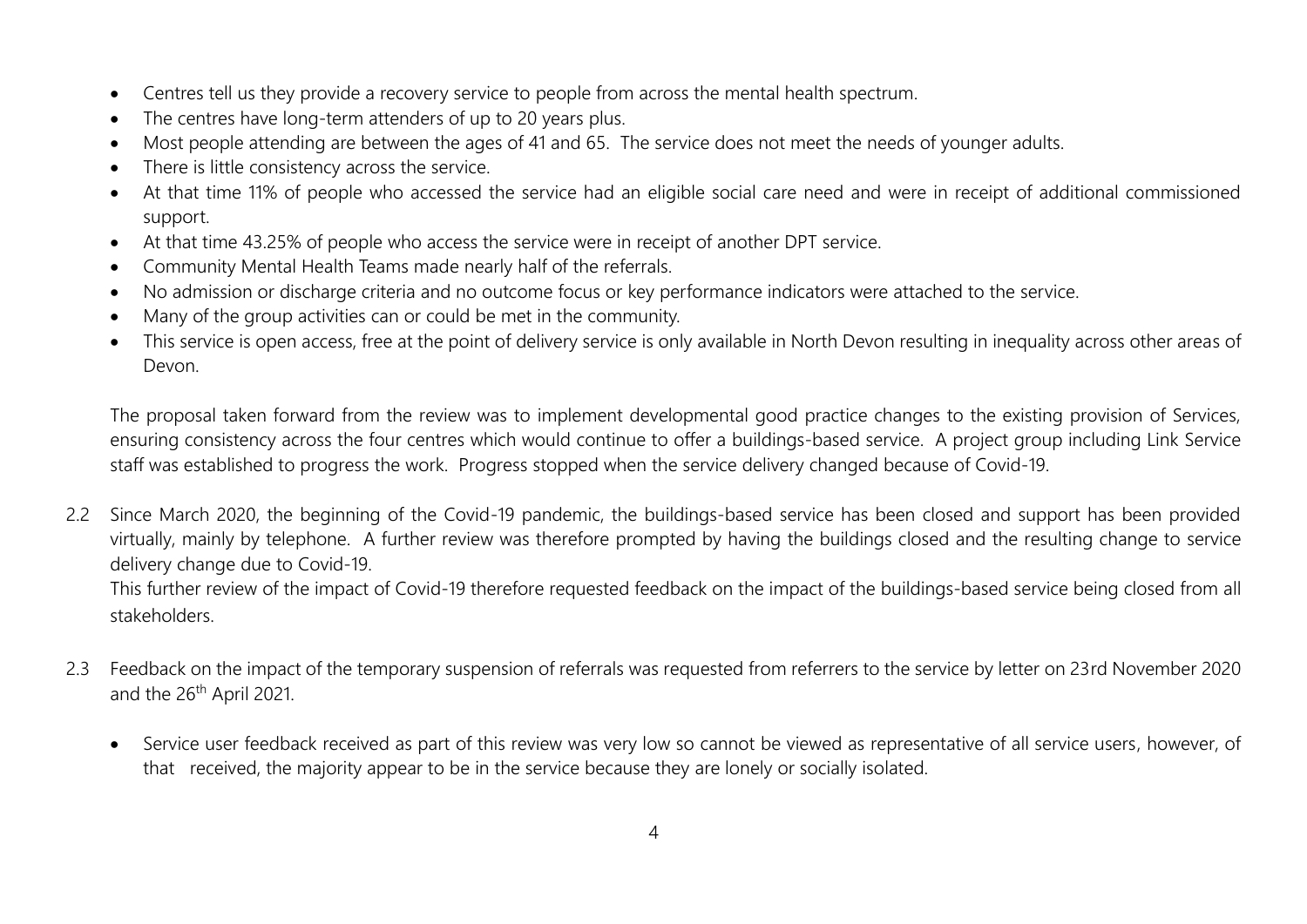- Centres tell us they provide a recovery service to people from across the mental health spectrum.
- The centres have long-term attenders of up to 20 years plus.
- Most people attending are between the ages of 41 and 65. The service does not meet the needs of younger adults.
- There is little consistency across the service.
- At that time 11% of people who accessed the service had an eligible social care need and were in receipt of additional commissioned support.
- At that time 43.25% of people who access the service were in receipt of another DPT service.
- Community Mental Health Teams made nearly half of the referrals.
- No admission or discharge criteria and no outcome focus or key performance indicators were attached to the service.
- Many of the group activities can or could be met in the community.
- This service is open access, free at the point of delivery service is only available in North Devon resulting in inequality across other areas of Devon.

The proposal taken forward from the review was to implement developmental good practice changes to the existing provision of Services, ensuring consistency across the four centres which would continue to offer a buildings-based service. A project group including Link Service staff was established to progress the work. Progress stopped when the service delivery changed because of Covid-19.

2.2 Since March 2020, the beginning of the Covid-19 pandemic, the buildings-based service has been closed and support has been provided virtually, mainly by telephone. A further review was therefore prompted by having the buildings closed and the resulting change to service delivery change due to Covid-19.
This further review of the impact of Covid-19 therefore requested feedback on the impact of the buildings-based service being closed from all stakeholders.

2.3 Feedback on the impact of the temporary suspension of referrals was requested from referrers to the service by letter on 23rd November 2020 and the 26th April 2021.

- Service user feedback received as part of this review was very low so cannot be viewed as representative of all service users, however, of that received, the majority appear to be in the service because they are lonely or socially isolated.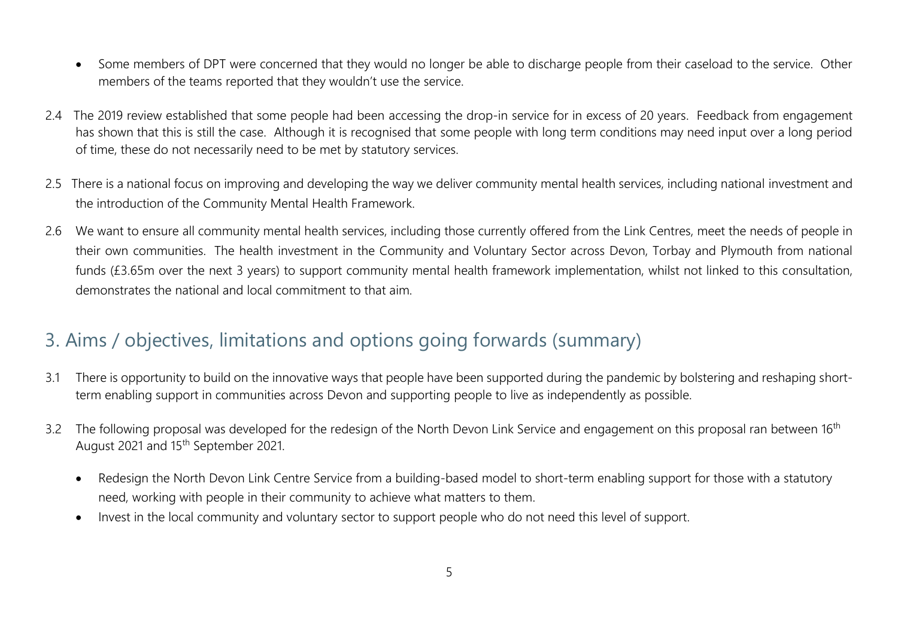- Some members of DPT were concerned that they would no longer be able to discharge people from their caseload to the service. Other members of the teams reported that they wouldn't use the service.

2.4 The 2019 review established that some people had been accessing the drop-in service for in excess of 20 years. Feedback from engagement has shown that this is still the case. Although it is recognised that some people with long term conditions may need input over a long period of time, these do not necessarily need to be met by statutory services.

2.5 There is a national focus on improving and developing the way we deliver community mental health services, including national investment and the introduction of the Community Mental Health Framework.

2.6 We want to ensure all community mental health services, including those currently offered from the Link Centres, meet the needs of people in their own communities. The health investment in the Community and Voluntary Sector across Devon, Torbay and Plymouth from national funds (£3.65m over the next 3 years) to support community mental health framework implementation, whilst not linked to this consultation, demonstrates the national and local commitment to that aim.

## 3. Aims / objectives, limitations and options going forwards (summary)

3.1 There is opportunity to build on the innovative ways that people have been supported during the pandemic by bolstering and reshaping short-term enabling support in communities across Devon and supporting people to live as independently as possible.

3.2 The following proposal was developed for the redesign of the North Devon Link Service and engagement on this proposal ran between 16th August 2021 and 15th September 2021.

- Redesign the North Devon Link Centre Service from a building-based model to short-term enabling support for those with a statutory need, working with people in their community to achieve what matters to them.
- Invest in the local community and voluntary sector to support people who do not need this level of support.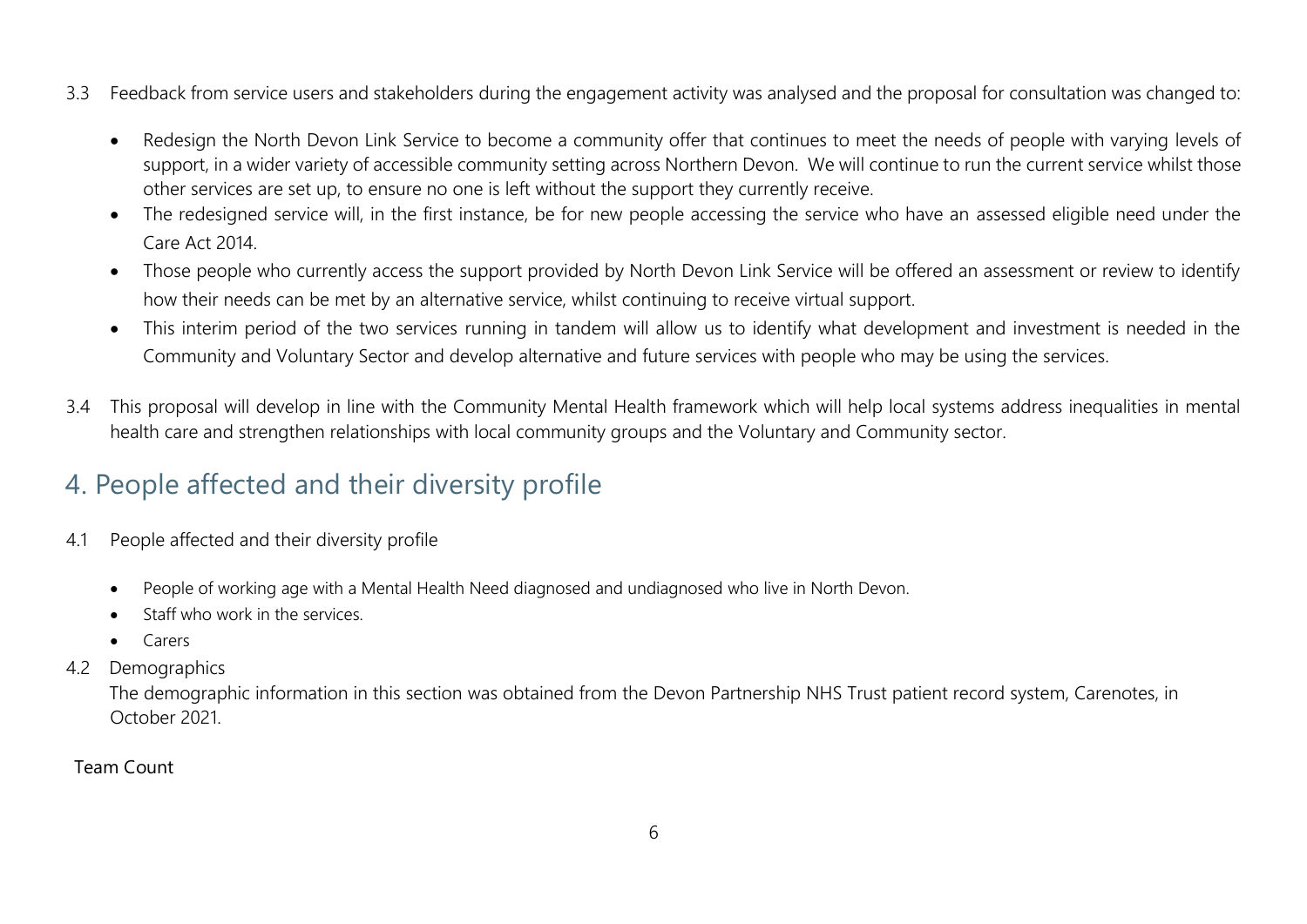3.3 Feedback from service users and stakeholders during the engagement activity was analysed and the proposal for consultation was changed to:

- Redesign the North Devon Link Service to become a community offer that continues to meet the needs of people with varying levels of support, in a wider variety of accessible community setting across Northern Devon. We will continue to run the current service whilst those other services are set up, to ensure no one is left without the support they currently receive.
- The redesigned service will, in the first instance, be for new people accessing the service who have an assessed eligible need under the Care Act 2014.
- Those people who currently access the support provided by North Devon Link Service will be offered an assessment or review to identify how their needs can be met by an alternative service, whilst continuing to receive virtual support.
- This interim period of the two services running in tandem will allow us to identify what development and investment is needed in the Community and Voluntary Sector and develop alternative and future services with people who may be using the services.

3.4 This proposal will develop in line with the Community Mental Health framework which will help local systems address inequalities in mental health care and strengthen relationships with local community groups and the Voluntary and Community sector.

## 4. People affected and their diversity profile

4.1 People affected and their diversity profile

- People of working age with a Mental Health Need diagnosed and undiagnosed who live in North Devon.
- Staff who work in the services.
- Carers

4.2 Demographics

The demographic information in this section was obtained from the Devon Partnership NHS Trust patient record system, Carenotes, in October 2021.

Team Count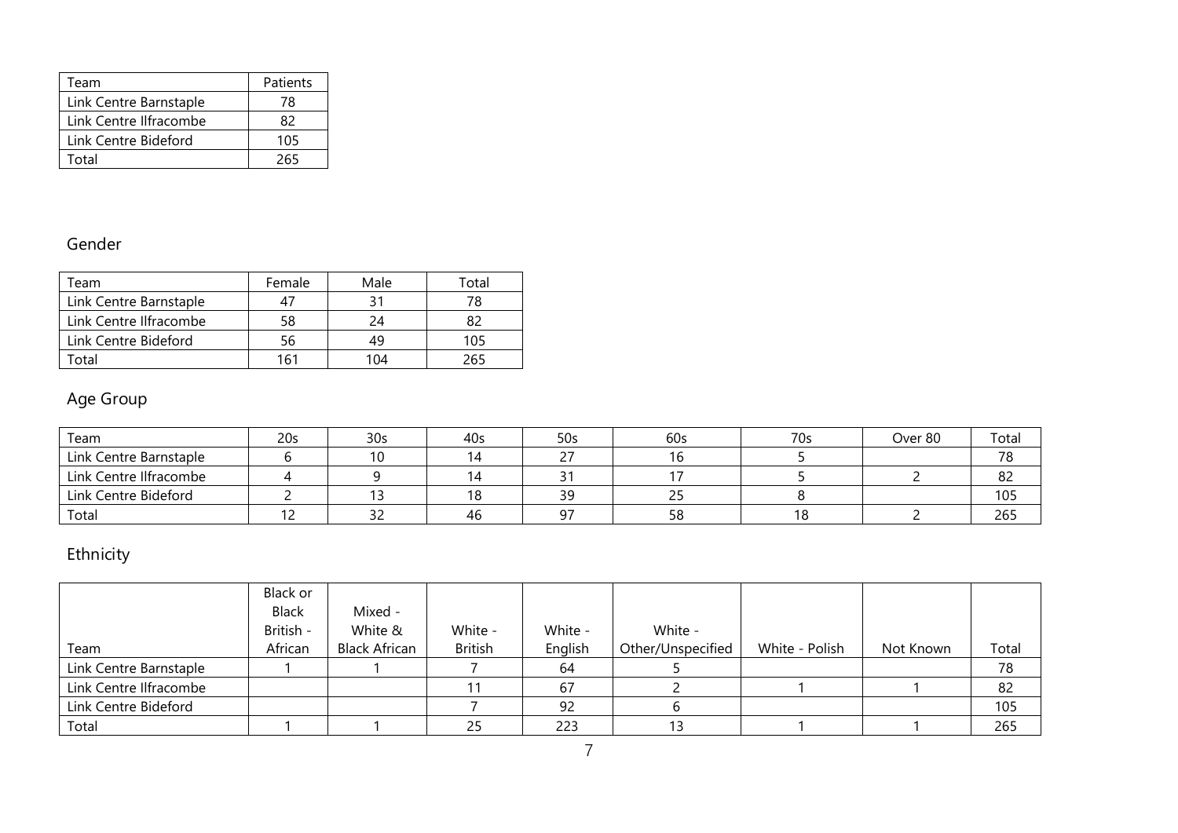| Team | Patients |
|---|---|
| Link Centre Barnstaple | 78 |
| Link Centre Ilfracombe | 82 |
| Link Centre Bideford | 105 |
| Total | 265 |

## Gender

| Team | Female | Male | Total |
|---|---|---|---|
| Link Centre Barnstaple | 47 | 31 | 78 |
| Link Centre Ilfracombe | 58 | 24 | 82 |
| Link Centre Bideford | 56 | 49 | 105 |
| Total | 161 | 104 | 265 |

## Age Group

| Team | 20s | 30s | 40s | 50s | 60s | 70s | Over 80 | Total |
|---|---|---|---|---|---|---|---|---|
| Link Centre Barnstaple | 6 | 10 | 14 | 27 | 16 | 5 | | 78 |
| Link Centre Ilfracombe | 4 | 9 | 14 | 31 | 17 | 5 | 2 | 82 |
| Link Centre Bideford | 2 | 13 | 18 | 39 | 25 | 8 | | 105 |
| Total | 12 | 32 | 46 | 97 | 58 | 18 | 2 | 265 |

## Ethnicity

| Team | Black or Black British - African | Mixed - White & Black African | White - British | White - English | White - Other/Unspecified | White - Polish | Not Known | Total |
|---|---|---|---|---|---|---|---|---|
| Link Centre Barnstaple | 1 | 1 | 7 | 64 | 5 | | | 78 |
| Link Centre Ilfracombe | | | 11 | 67 | 2 | 1 | 1 | 82 |
| Link Centre Bideford | | | 7 | 92 | 6 | | | 105 |
| Total | 1 | 1 | 25 | 223 | 13 | 1 | 1 | 265 |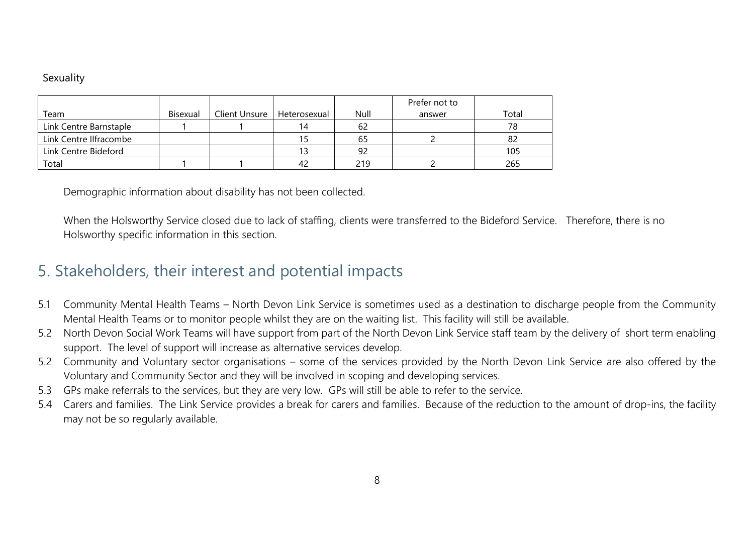Sexuality

| Team | Bisexual | Client Unsure | Heterosexual | Null | Prefer not to answer | Total |
|---|---|---|---|---|---|---|
| Link Centre Barnstaple | 1 | 1 | 14 | 62 | | 78 |
| Link Centre Ilfracombe | | | 15 | 65 | 2 | 82 |
| Link Centre Bideford | | | 13 | 92 | | 105 |
| Total | 1 | 1 | 42 | 219 | 2 | 265 |

Demographic information about disability has not been collected.

When the Holsworthy Service closed due to lack of staffing, clients were transferred to the Bideford Service. Therefore, there is no Holsworthy specific information in this section.

## 5. Stakeholders, their interest and potential impacts

5.1 Community Mental Health Teams – North Devon Link Service is sometimes used as a destination to discharge people from the Community Mental Health Teams or to monitor people whilst they are on the waiting list. This facility will still be available.

5.2 North Devon Social Work Teams will have support from part of the North Devon Link Service staff team by the delivery of short term enabling support. The level of support will increase as alternative services develop.

5.2 Community and Voluntary sector organisations – some of the services provided by the North Devon Link Service are also offered by the Voluntary and Community Sector and they will be involved in scoping and developing services.

5.3 GPs make referrals to the services, but they are very low. GPs will still be able to refer to the service.

5.4 Carers and families. The Link Service provides a break for carers and families. Because of the reduction to the amount of drop-ins, the facility may not be so regularly available.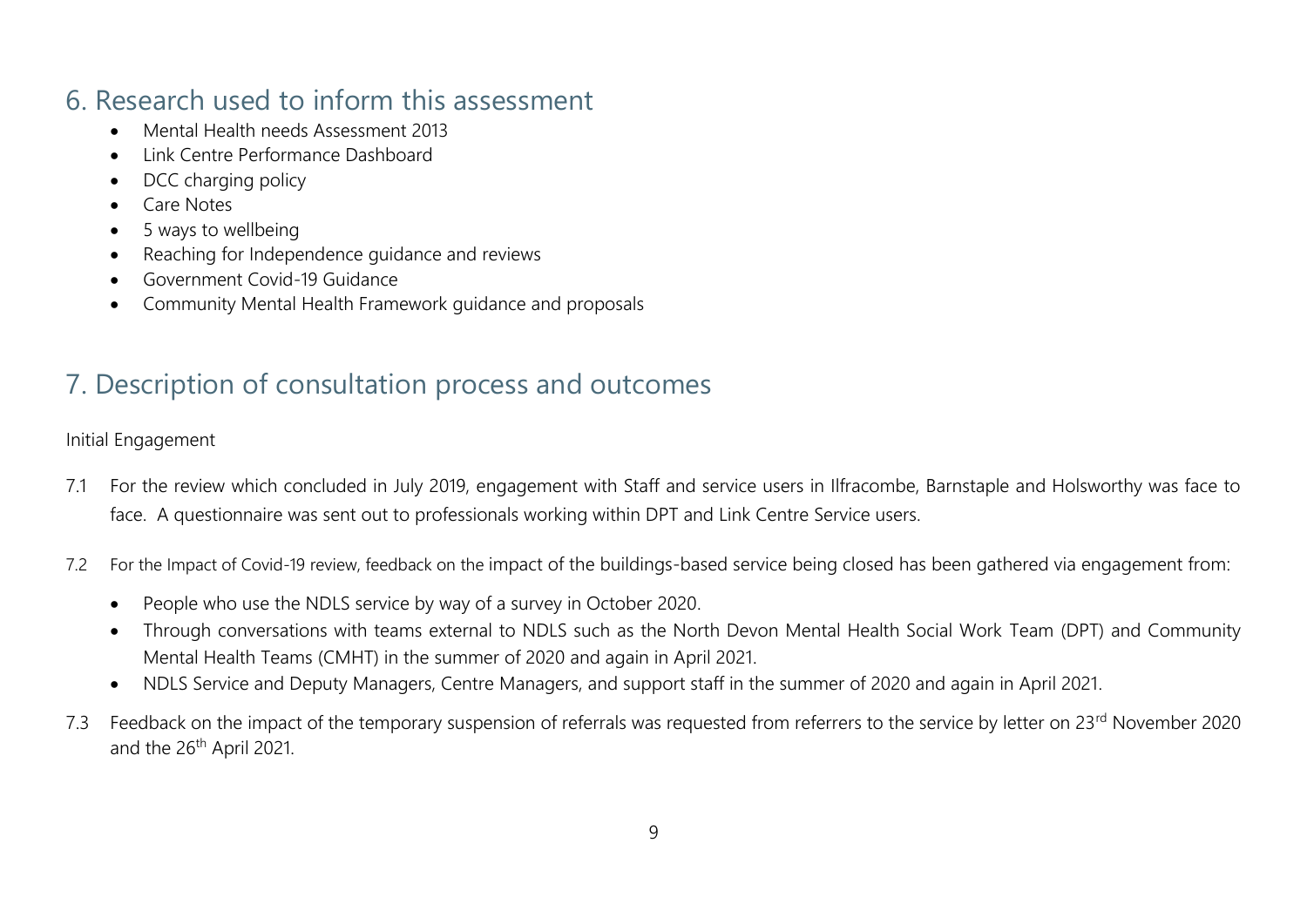## 6. Research used to inform this assessment

- Mental Health needs Assessment 2013
- Link Centre Performance Dashboard
- DCC charging policy
- Care Notes
- 5 ways to wellbeing
- Reaching for Independence guidance and reviews
- Government Covid-19 Guidance
- Community Mental Health Framework guidance and proposals

## 7. Description of consultation process and outcomes

Initial Engagement

7.1 For the review which concluded in July 2019, engagement with Staff and service users in Ilfracombe, Barnstaple and Holsworthy was face to face. A questionnaire was sent out to professionals working within DPT and Link Centre Service users.

7.2 For the Impact of Covid-19 review, feedback on the impact of the buildings-based service being closed has been gathered via engagement from:

- People who use the NDLS service by way of a survey in October 2020.
- Through conversations with teams external to NDLS such as the North Devon Mental Health Social Work Team (DPT) and Community Mental Health Teams (CMHT) in the summer of 2020 and again in April 2021.
- NDLS Service and Deputy Managers, Centre Managers, and support staff in the summer of 2020 and again in April 2021.

7.3 Feedback on the impact of the temporary suspension of referrals was requested from referrers to the service by letter on 23rd November 2020 and the 26th April 2021.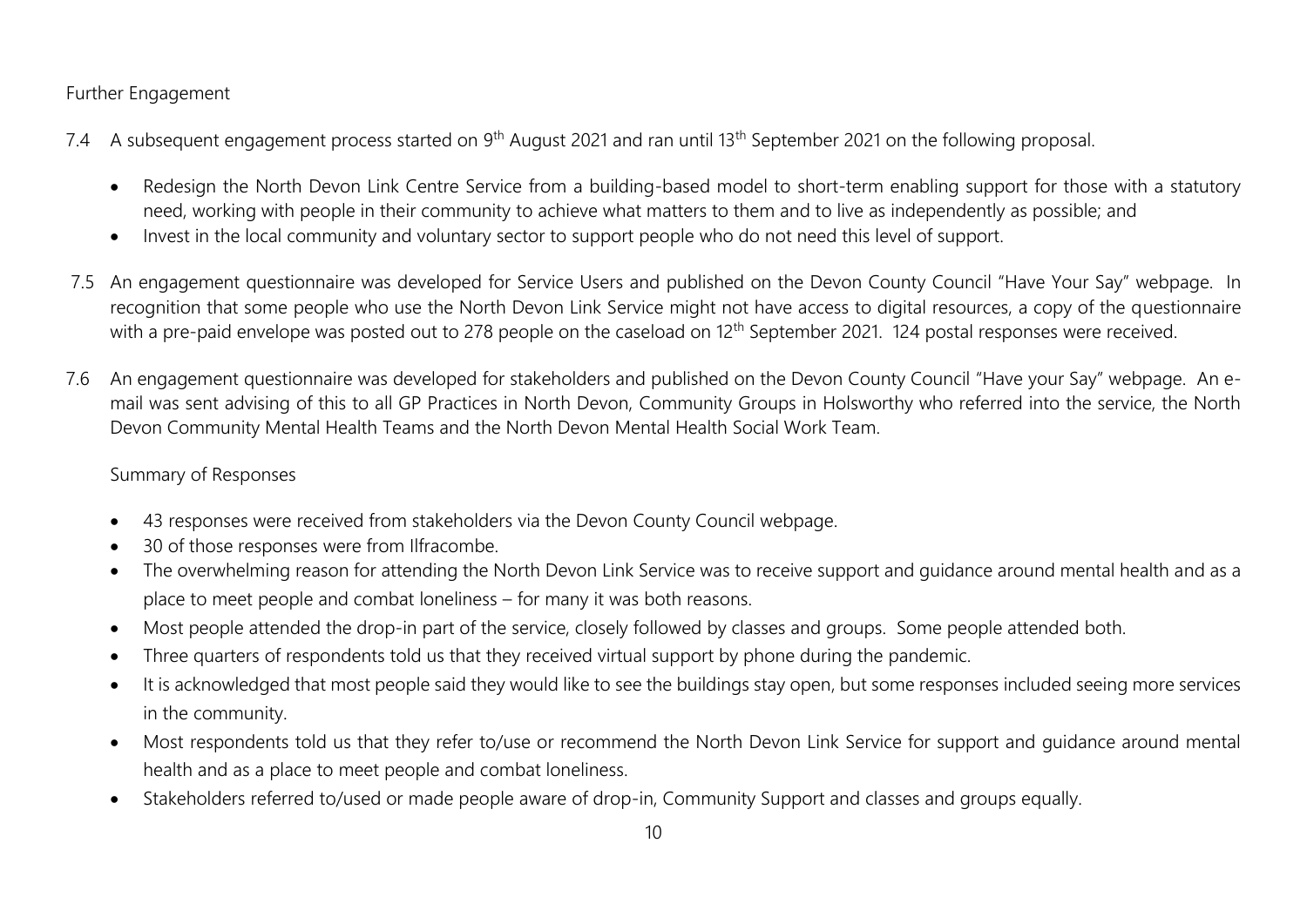Further Engagement

7.4 A subsequent engagement process started on 9th August 2021 and ran until 13th September 2021 on the following proposal.

- Redesign the North Devon Link Centre Service from a building-based model to short-term enabling support for those with a statutory need, working with people in their community to achieve what matters to them and to live as independently as possible; and
- Invest in the local community and voluntary sector to support people who do not need this level of support.

7.5 An engagement questionnaire was developed for Service Users and published on the Devon County Council "Have Your Say" webpage. In recognition that some people who use the North Devon Link Service might not have access to digital resources, a copy of the questionnaire with a pre-paid envelope was posted out to 278 people on the caseload on 12th September 2021. 124 postal responses were received.

7.6 An engagement questionnaire was developed for stakeholders and published on the Devon County Council "Have your Say" webpage. An e-mail was sent advising of this to all GP Practices in North Devon, Community Groups in Holsworthy who referred into the service, the North Devon Community Mental Health Teams and the North Devon Mental Health Social Work Team.

Summary of Responses

- 43 responses were received from stakeholders via the Devon County Council webpage.
- 30 of those responses were from Ilfracombe.
- The overwhelming reason for attending the North Devon Link Service was to receive support and guidance around mental health and as a place to meet people and combat loneliness – for many it was both reasons.
- Most people attended the drop-in part of the service, closely followed by classes and groups. Some people attended both.
- Three quarters of respondents told us that they received virtual support by phone during the pandemic.
- It is acknowledged that most people said they would like to see the buildings stay open, but some responses included seeing more services in the community.
- Most respondents told us that they refer to/use or recommend the North Devon Link Service for support and guidance around mental health and as a place to meet people and combat loneliness.
- Stakeholders referred to/used or made people aware of drop-in, Community Support and classes and groups equally.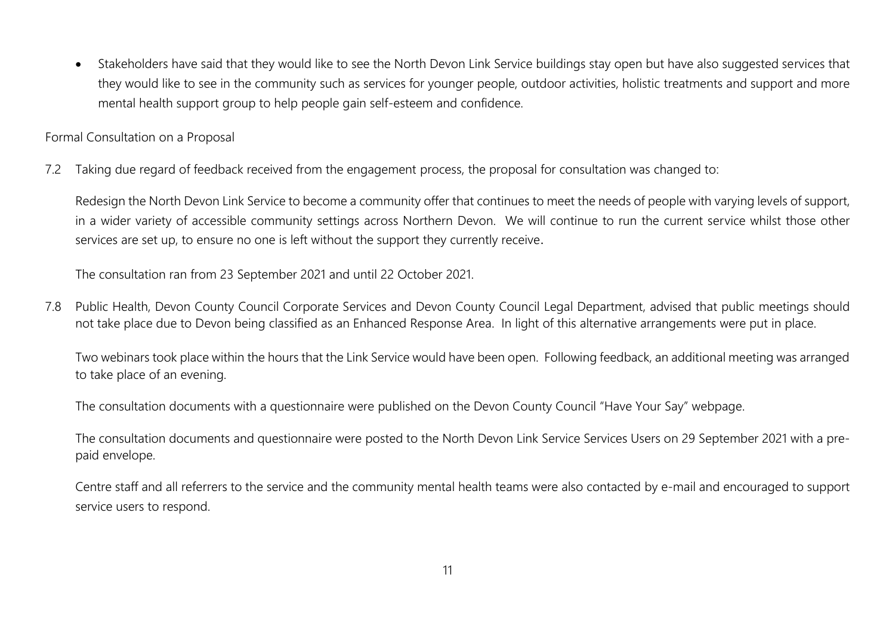- Stakeholders have said that they would like to see the North Devon Link Service buildings stay open but have also suggested services that they would like to see in the community such as services for younger people, outdoor activities, holistic treatments and support and more mental health support group to help people gain self-esteem and confidence.

Formal Consultation on a Proposal

7.2 Taking due regard of feedback received from the engagement process, the proposal for consultation was changed to:

Redesign the North Devon Link Service to become a community offer that continues to meet the needs of people with varying levels of support, in a wider variety of accessible community settings across Northern Devon. We will continue to run the current service whilst those other services are set up, to ensure no one is left without the support they currently receive.

The consultation ran from 23 September 2021 and until 22 October 2021.

7.8 Public Health, Devon County Council Corporate Services and Devon County Council Legal Department, advised that public meetings should not take place due to Devon being classified as an Enhanced Response Area. In light of this alternative arrangements were put in place.

Two webinars took place within the hours that the Link Service would have been open. Following feedback, an additional meeting was arranged to take place of an evening.

The consultation documents with a questionnaire were published on the Devon County Council "Have Your Say" webpage.

The consultation documents and questionnaire were posted to the North Devon Link Service Services Users on 29 September 2021 with a pre-paid envelope.

Centre staff and all referrers to the service and the community mental health teams were also contacted by e-mail and encouraged to support service users to respond.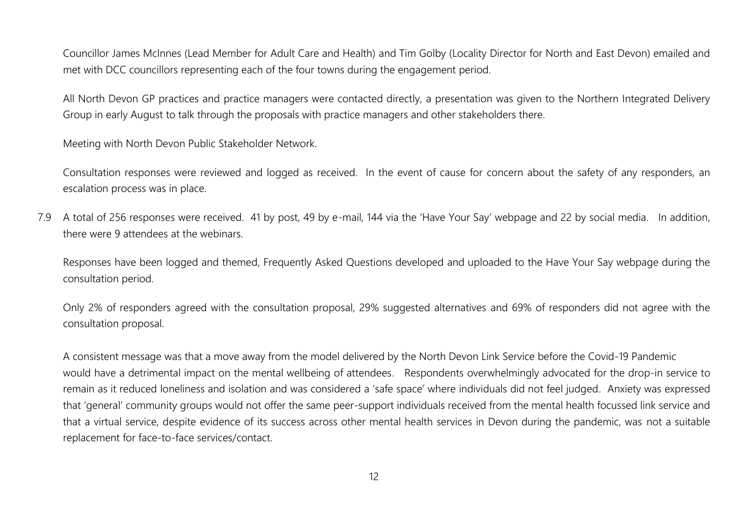Councillor James McInnes (Lead Member for Adult Care and Health) and Tim Golby (Locality Director for North and East Devon) emailed and met with DCC councillors representing each of the four towns during the engagement period.

All North Devon GP practices and practice managers were contacted directly, a presentation was given to the Northern Integrated Delivery Group in early August to talk through the proposals with practice managers and other stakeholders there.

Meeting with North Devon Public Stakeholder Network.

Consultation responses were reviewed and logged as received. In the event of cause for concern about the safety of any responders, an escalation process was in place.

7.9 A total of 256 responses were received. 41 by post, 49 by e-mail, 144 via the 'Have Your Say' webpage and 22 by social media. In addition, there were 9 attendees at the webinars.

Responses have been logged and themed, Frequently Asked Questions developed and uploaded to the Have Your Say webpage during the consultation period.

Only 2% of responders agreed with the consultation proposal, 29% suggested alternatives and 69% of responders did not agree with the consultation proposal.

A consistent message was that a move away from the model delivered by the North Devon Link Service before the Covid-19 Pandemic would have a detrimental impact on the mental wellbeing of attendees. Respondents overwhelmingly advocated for the drop-in service to remain as it reduced loneliness and isolation and was considered a 'safe space' where individuals did not feel judged. Anxiety was expressed that 'general' community groups would not offer the same peer-support individuals received from the mental health focussed link service and that a virtual service, despite evidence of its success across other mental health services in Devon during the pandemic, was not a suitable replacement for face-to-face services/contact.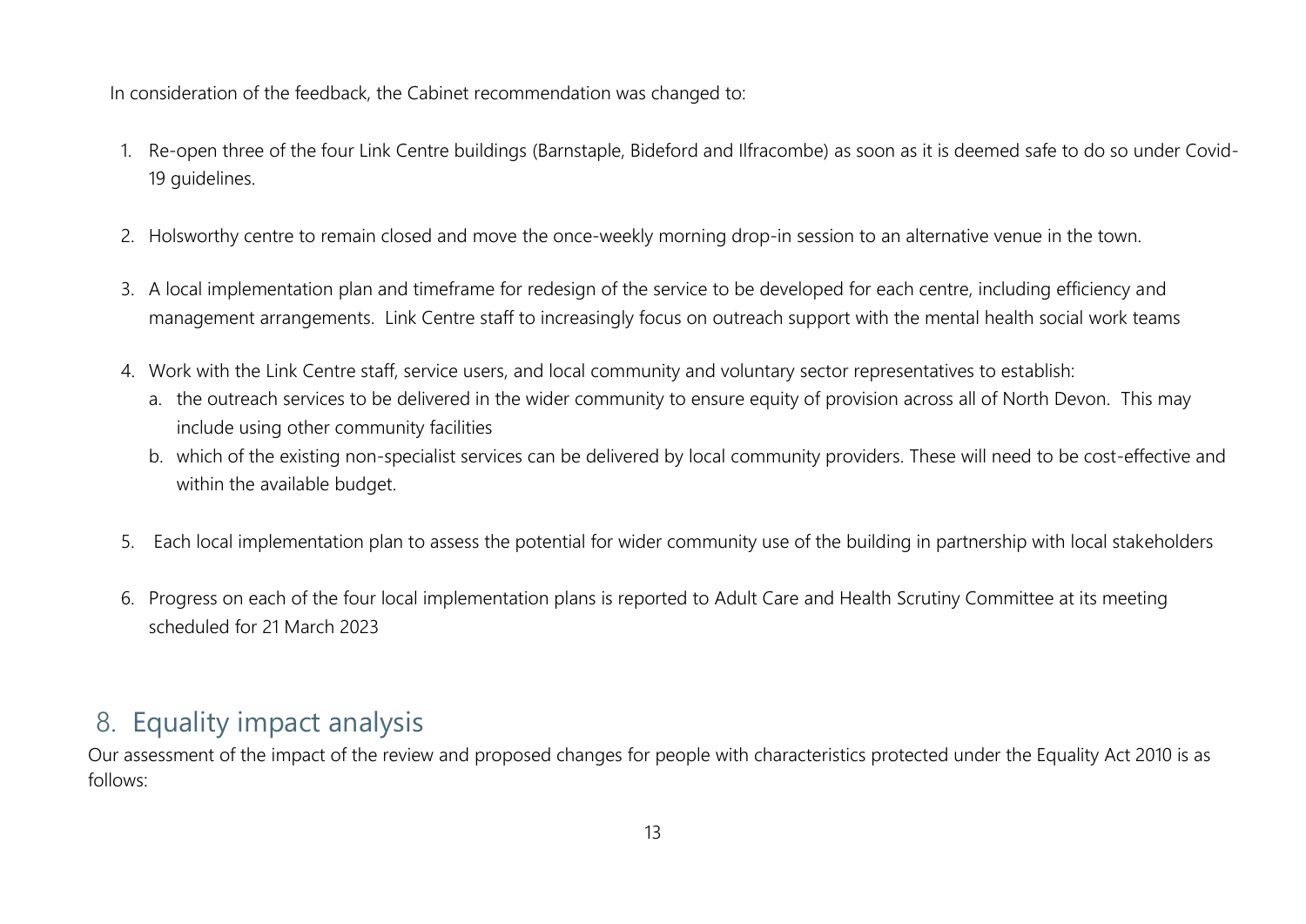In consideration of the feedback, the Cabinet recommendation was changed to:

1. Re-open three of the four Link Centre buildings (Barnstaple, Bideford and Ilfracombe) as soon as it is deemed safe to do so under Covid-19 guidelines.

2. Holsworthy centre to remain closed and move the once-weekly morning drop-in session to an alternative venue in the town.

3. A local implementation plan and timeframe for redesign of the service to be developed for each centre, including efficiency and management arrangements. Link Centre staff to increasingly focus on outreach support with the mental health social work teams

4. Work with the Link Centre staff, service users, and local community and voluntary sector representatives to establish:
   a. the outreach services to be delivered in the wider community to ensure equity of provision across all of North Devon. This may include using other community facilities
   b. which of the existing non-specialist services can be delivered by local community providers. These will need to be cost-effective and within the available budget.

5. Each local implementation plan to assess the potential for wider community use of the building in partnership with local stakeholders

6. Progress on each of the four local implementation plans is reported to Adult Care and Health Scrutiny Committee at its meeting scheduled for 21 March 2023

## 8. Equality impact analysis

Our assessment of the impact of the review and proposed changes for people with characteristics protected under the Equality Act 2010 is as follows: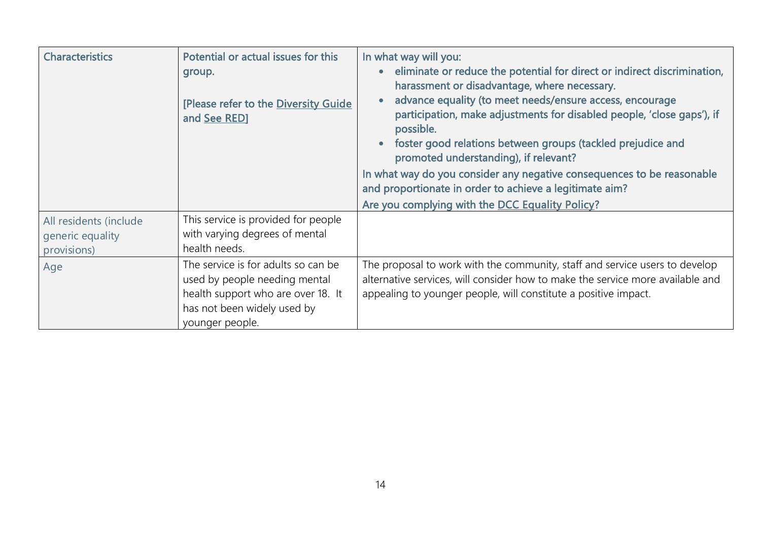| Characteristics | Potential or actual issues for this group. [Please refer to the Diversity Guide and See RED] | In what way will you: <ul><li>eliminate or reduce the potential for direct or indirect discrimination, harassment or disadvantage, where necessary.</li><li>advance equality (to meet needs/ensure access, encourage participation, make adjustments for disabled people, 'close gaps'), if possible.</li><li>foster good relations between groups (tackled prejudice and promoted understanding), if relevant?</li></ul>In what way do you consider any negative consequences to be reasonable and proportionate in order to achieve a legitimate aim? Are you complying with the DCC Equality Policy? |
| --- | --- | --- |
| All residents (include generic equality provisions) | This service is provided for people with varying degrees of mental health needs. | |
| Age | The service is for adults so can be used by people needing mental health support who are over 18. It has not been widely used by younger people. | The proposal to work with the community, staff and service users to develop alternative services, will consider how to make the service more available and appealing to younger people, will constitute a positive impact. |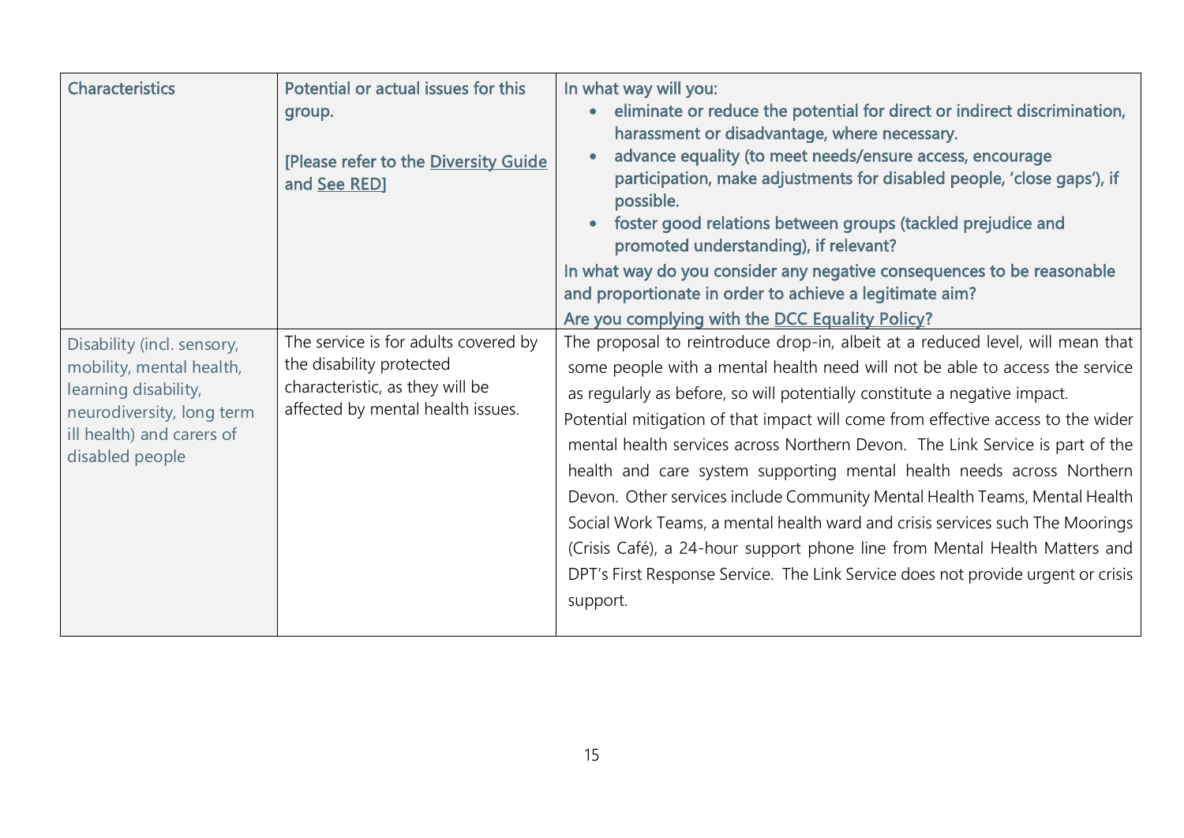| Characteristics | Potential or actual issues for this group.<br><br>[Please refer to the Diversity Guide and See RED] | In what way will you:<br>• eliminate or reduce the potential for direct or indirect discrimination, harassment or disadvantage, where necessary.<br>• advance equality (to meet needs/ensure access, encourage participation, make adjustments for disabled people, 'close gaps'), if possible.<br>• foster good relations between groups (tackled prejudice and promoted understanding), if relevant?<br>In what way do you consider any negative consequences to be reasonable and proportionate in order to achieve a legitimate aim?<br>Are you complying with the DCC Equality Policy? |
|---|---|---|
| Disability (incl. sensory, mobility, mental health, learning disability, neurodiversity, long term ill health) and carers of disabled people | The service is for adults covered by the disability protected characteristic, as they will be affected by mental health issues. | The proposal to reintroduce drop-in, albeit at a reduced level, will mean that some people with a mental health need will not be able to access the service as regularly as before, so will potentially constitute a negative impact.<br>Potential mitigation of that impact will come from effective access to the wider mental health services across Northern Devon. The Link Service is part of the health and care system supporting mental health needs across Northern Devon. Other services include Community Mental Health Teams, Mental Health Social Work Teams, a mental health ward and crisis services such The Moorings (Crisis Café), a 24-hour support phone line from Mental Health Matters and DPT's First Response Service. The Link Service does not provide urgent or crisis support. |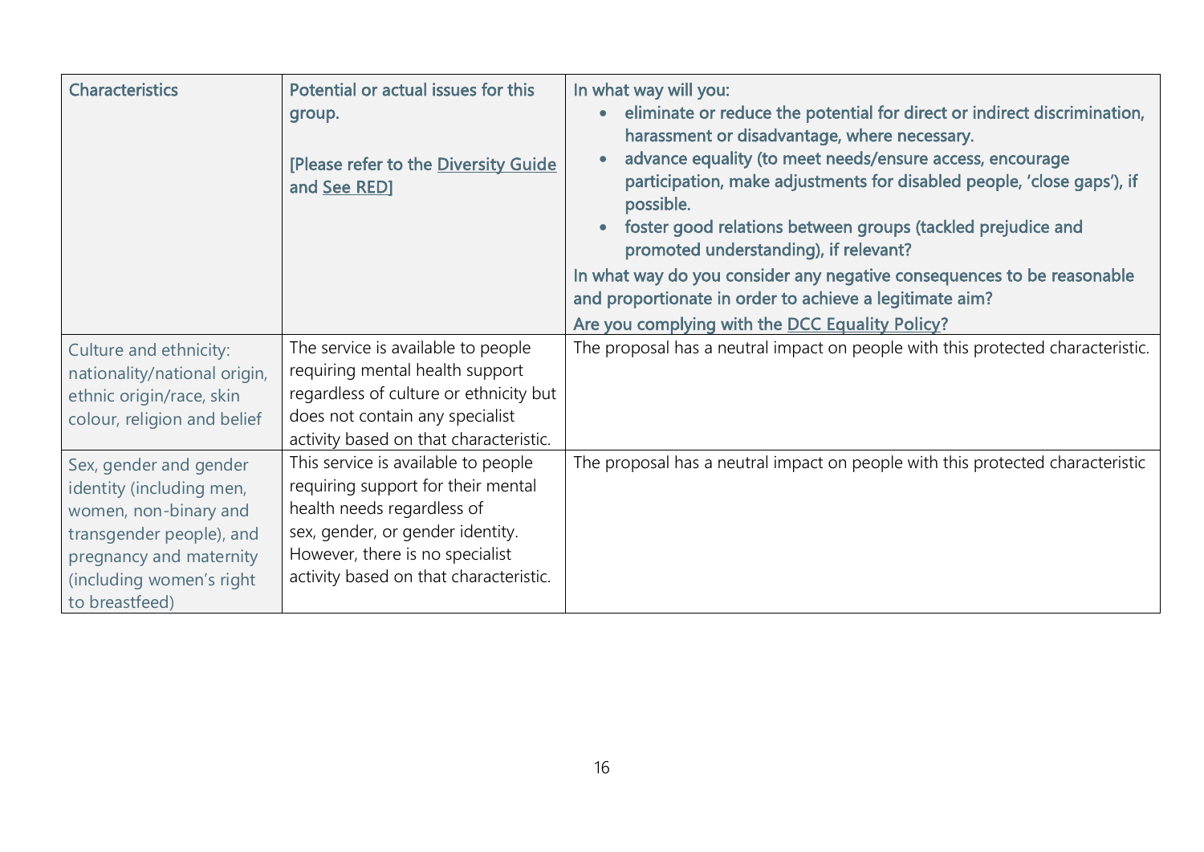| Characteristics | Potential or actual issues for this group.<br><br>[Please refer to the Diversity Guide and See RED] | In what way will you:<br>• eliminate or reduce the potential for direct or indirect discrimination, harassment or disadvantage, where necessary.<br>• advance equality (to meet needs/ensure access, encourage participation, make adjustments for disabled people, 'close gaps'), if possible.<br>• foster good relations between groups (tackled prejudice and promoted understanding), if relevant?<br>In what way do you consider any negative consequences to be reasonable and proportionate in order to achieve a legitimate aim?<br>Are you complying with the DCC Equality Policy? |
|---|---|---|
| Culture and ethnicity: nationality/national origin, ethnic origin/race, skin colour, religion and belief | The service is available to people requiring mental health support regardless of culture or ethnicity but does not contain any specialist activity based on that characteristic. | The proposal has a neutral impact on people with this protected characteristic. |
| Sex, gender and gender identity (including men, women, non-binary and transgender people), and pregnancy and maternity (including women's right to breastfeed) | This service is available to people requiring support for their mental health needs regardless of sex, gender, or gender identity. However, there is no specialist activity based on that characteristic. | The proposal has a neutral impact on people with this protected characteristic |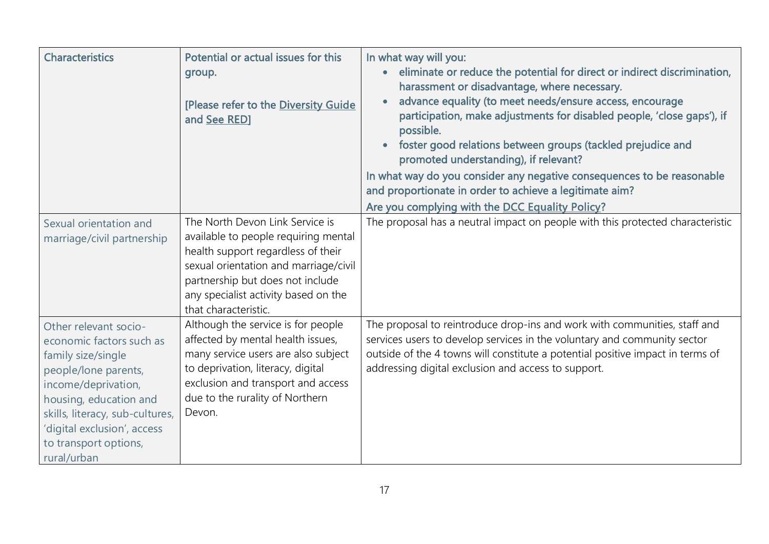| Characteristics | Potential or actual issues for this group.<br><br>[Please refer to the Diversity Guide and See RED] | In what way will you:<br>• eliminate or reduce the potential for direct or indirect discrimination, harassment or disadvantage, where necessary.<br>• advance equality (to meet needs/ensure access, encourage participation, make adjustments for disabled people, 'close gaps'), if possible.<br>• foster good relations between groups (tackled prejudice and promoted understanding), if relevant?<br>In what way do you consider any negative consequences to be reasonable and proportionate in order to achieve a legitimate aim?<br>Are you complying with the DCC Equality Policy? |
| --- | --- | --- |
| Sexual orientation and marriage/civil partnership | The North Devon Link Service is available to people requiring mental health support regardless of their sexual orientation and marriage/civil partnership but does not include any specialist activity based on the that characteristic. | The proposal has a neutral impact on people with this protected characteristic |
| Other relevant socio-economic factors such as family size/single people/lone parents, income/deprivation, housing, education and skills, literacy, sub-cultures, 'digital exclusion', access to transport options, rural/urban | Although the service is for people affected by mental health issues, many service users are also subject to deprivation, literacy, digital exclusion and transport and access due to the rurality of Northern Devon. | The proposal to reintroduce drop-ins and work with communities, staff and services users to develop services in the voluntary and community sector outside of the 4 towns will constitute a potential positive impact in terms of addressing digital exclusion and access to support. |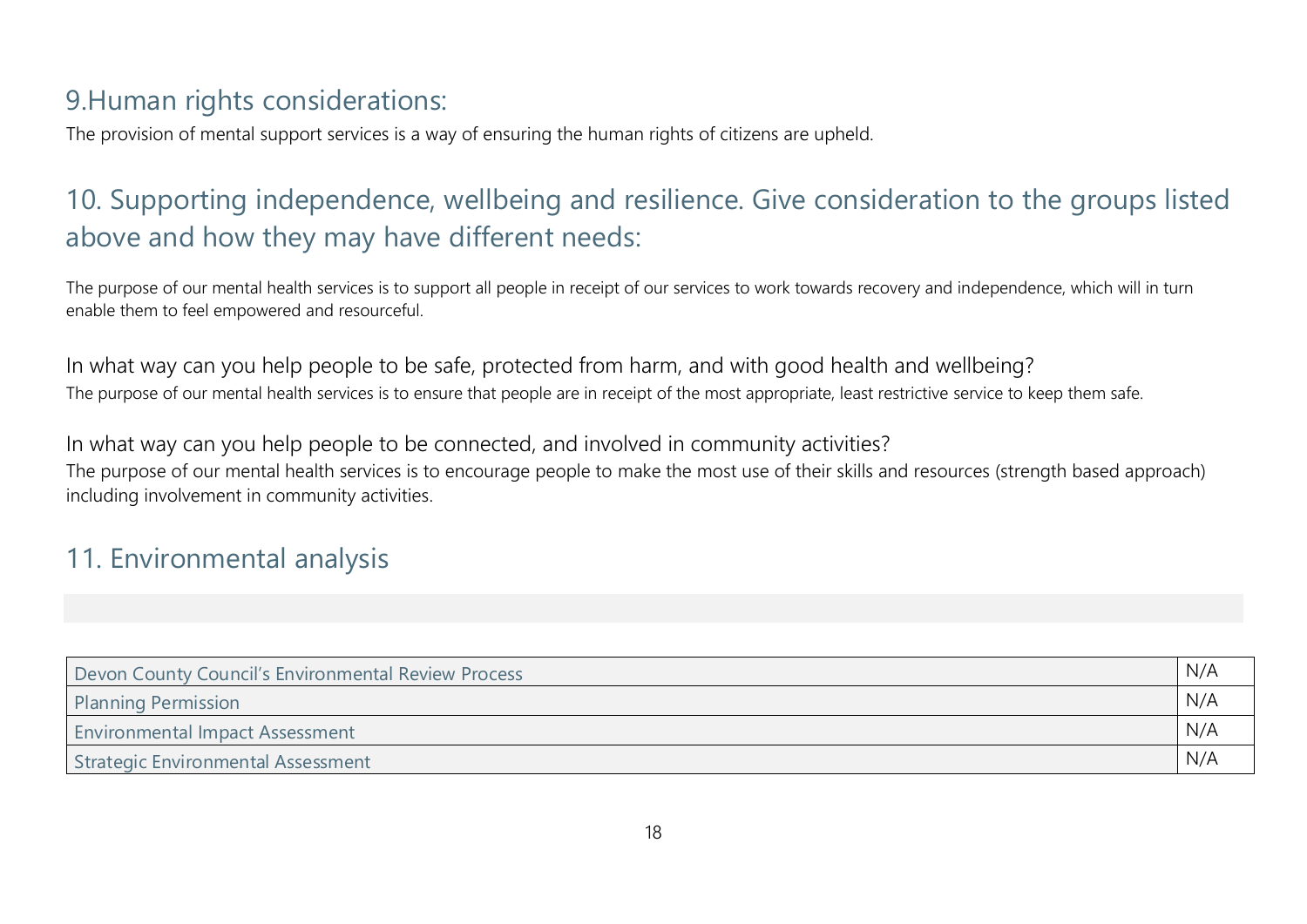## 9.Human rights considerations:

The provision of mental support services is a way of ensuring the human rights of citizens are upheld.

## 10. Supporting independence, wellbeing and resilience. Give consideration to the groups listed above and how they may have different needs:

The purpose of our mental health services is to support all people in receipt of our services to work towards recovery and independence, which will in turn enable them to feel empowered and resourceful.

### In what way can you help people to be safe, protected from harm, and with good health and wellbeing?

The purpose of our mental health services is to ensure that people are in receipt of the most appropriate, least restrictive service to keep them safe.

### In what way can you help people to be connected, and involved in community activities?

The purpose of our mental health services is to encourage people to make the most use of their skills and resources (strength based approach) including involvement in community activities.

## 11. Environmental analysis

| | |
|---|---|
| Devon County Council's Environmental Review Process | N/A |
| Planning Permission | N/A |
| Environmental Impact Assessment | N/A |
| Strategic Environmental Assessment | N/A |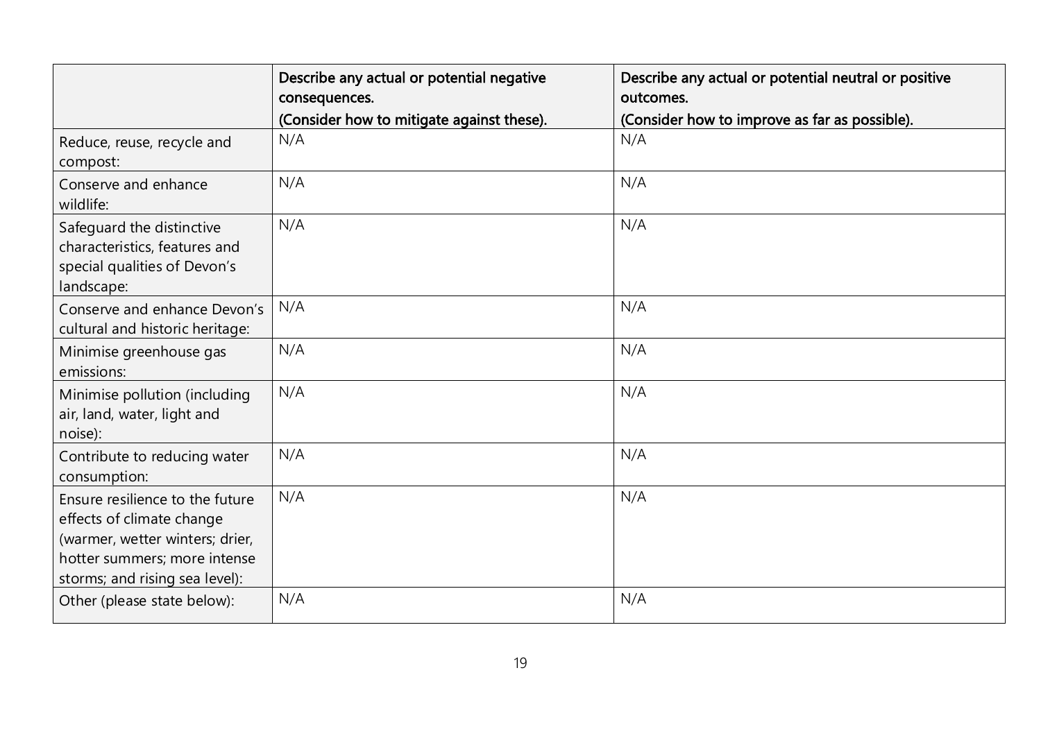| | Describe any actual or potential negative consequences. (Consider how to mitigate against these). | Describe any actual or potential neutral or positive outcomes. (Consider how to improve as far as possible). |
|---|---|---|
| Reduce, reuse, recycle and compost: | N/A | N/A |
| Conserve and enhance wildlife: | N/A | N/A |
| Safeguard the distinctive characteristics, features and special qualities of Devon's landscape: | N/A | N/A |
| Conserve and enhance Devon's cultural and historic heritage: | N/A | N/A |
| Minimise greenhouse gas emissions: | N/A | N/A |
| Minimise pollution (including air, land, water, light and noise): | N/A | N/A |
| Contribute to reducing water consumption: | N/A | N/A |
| Ensure resilience to the future effects of climate change (warmer, wetter winters; drier, hotter summers; more intense storms; and rising sea level): | N/A | N/A |
| Other (please state below): | N/A | N/A |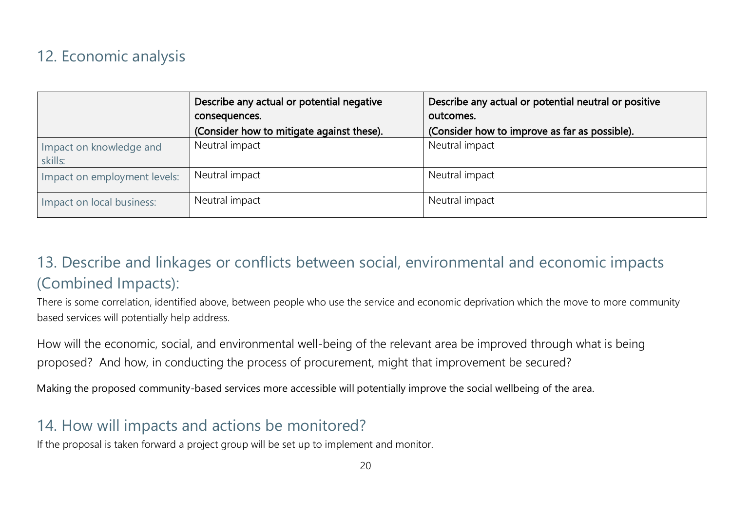## 12. Economic analysis

| | Describe any actual or potential negative consequences. (Consider how to mitigate against these). | Describe any actual or potential neutral or positive outcomes. (Consider how to improve as far as possible). |
|---|---|---|
| Impact on knowledge and skills: | Neutral impact | Neutral impact |
| Impact on employment levels: | Neutral impact | Neutral impact |
| Impact on local business: | Neutral impact | Neutral impact |

## 13. Describe and linkages or conflicts between social, environmental and economic impacts (Combined Impacts):

There is some correlation, identified above, between people who use the service and economic deprivation which the move to more community based services will potentially help address.

How will the economic, social, and environmental well-being of the relevant area be improved through what is being proposed? And how, in conducting the process of procurement, might that improvement be secured?

Making the proposed community-based services more accessible will potentially improve the social wellbeing of the area.

## 14. How will impacts and actions be monitored?

If the proposal is taken forward a project group will be set up to implement and monitor.